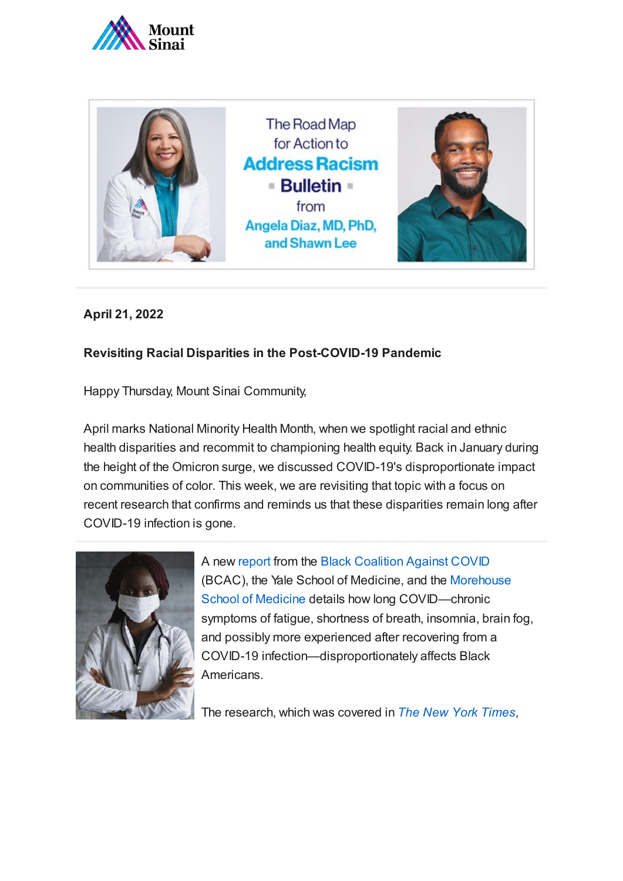The Road Map for Action to **Address Racism Bulletin** from Angela Diaz, MD, PhD, and Shawn Lee

**April 21, 2022**

**Revisiting Racial Disparities in the Post-COVID-19 Pandemic**

Happy Thursday, Mount Sinai Community,

April marks National Minority Health Month, when we spotlight racial and ethnic health disparities and recommit to championing health equity. Back in January during the height of the Omicron surge, we discussed COVID-19's disproportionate impact on communities of color. This week, we are revisiting that topic with a focus on recent research that confirms and reminds us that these disparities remain long after COVID-19 infection is gone.

A new report from the Black Coalition Against COVID (BCAC), the Yale School of Medicine, and the Morehouse School of Medicine details how long COVID—chronic symptoms of fatigue, shortness of breath, insomnia, brain fog, and possibly more experienced after recovering from a COVID-19 infection—disproportionately affects Black Americans.

The research, which was covered in *The New York Times*,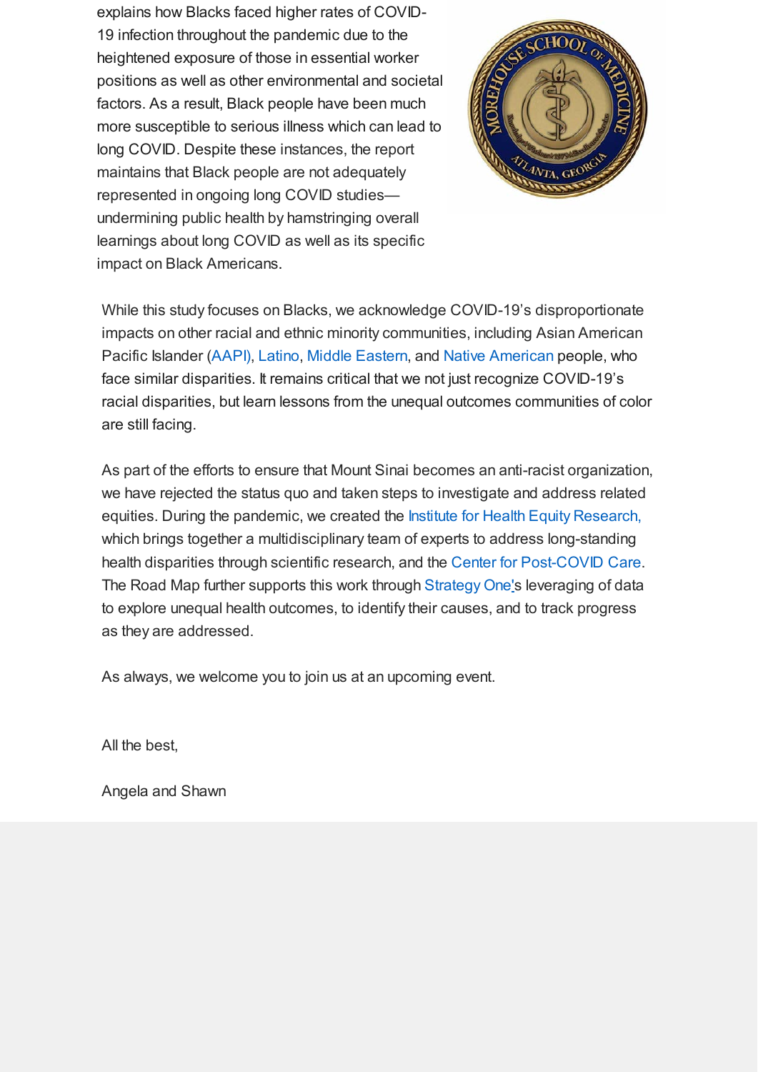explains how Blacks faced higher rates of COVID-19 infection throughout the pandemic due to the heightened exposure of those in essential worker positions as well as other environmental and societal factors. As a result, Black people have been much more susceptible to serious illness which can lead to long COVID. Despite these instances, the report maintains that Black people are not adequately represented in ongoing long COVID studies—undermining public health by hamstringing overall learnings about long COVID as well as its specific impact on Black Americans.

While this study focuses on Blacks, we acknowledge COVID-19's disproportionate impacts on other racial and ethnic minority communities, including Asian American Pacific Islander (AAPI), Latino, Middle Eastern, and Native American people, who face similar disparities. It remains critical that we not just recognize COVID-19's racial disparities, but learn lessons from the unequal outcomes communities of color are still facing.

As part of the efforts to ensure that Mount Sinai becomes an anti-racist organization, we have rejected the status quo and taken steps to investigate and address related equities. During the pandemic, we created the Institute for Health Equity Research, which brings together a multidisciplinary team of experts to address long-standing health disparities through scientific research, and the Center for Post-COVID Care. The Road Map further supports this work through Strategy One's leveraging of data to explore unequal health outcomes, to identify their causes, and to track progress as they are addressed.

As always, we welcome you to join us at an upcoming event.

All the best,

Angela and Shawn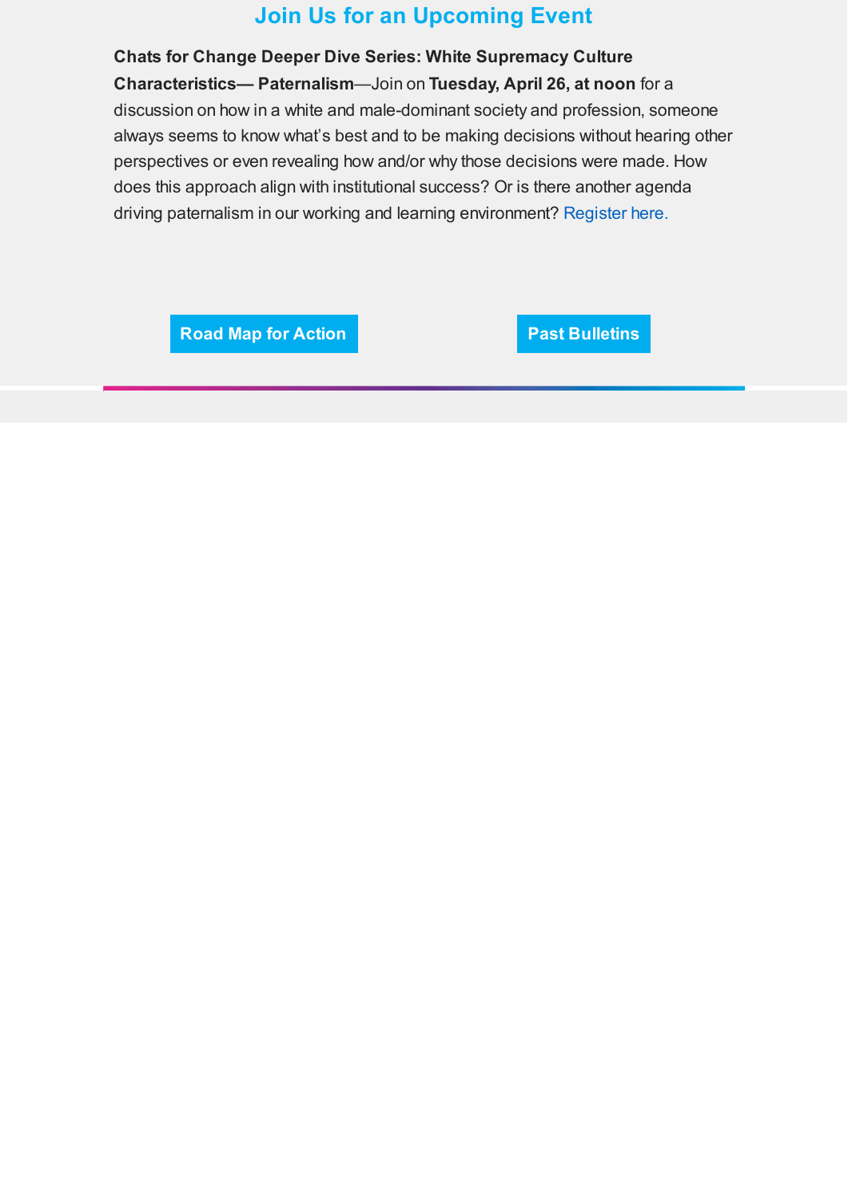## Join Us for an Upcoming Event

**Chats for Change Deeper Dive Series: White Supremacy Culture Characteristics— Paternalism**—Join on **Tuesday, April 26, at noon** for a discussion on how in a white and male-dominant society and profession, someone always seems to know what's best and to be making decisions without hearing other perspectives or even revealing how and/or why those decisions were made. How does this approach align with institutional success? Or is there another agenda driving paternalism in our working and learning environment? Register here.

Road Map for Action

Past Bulletins